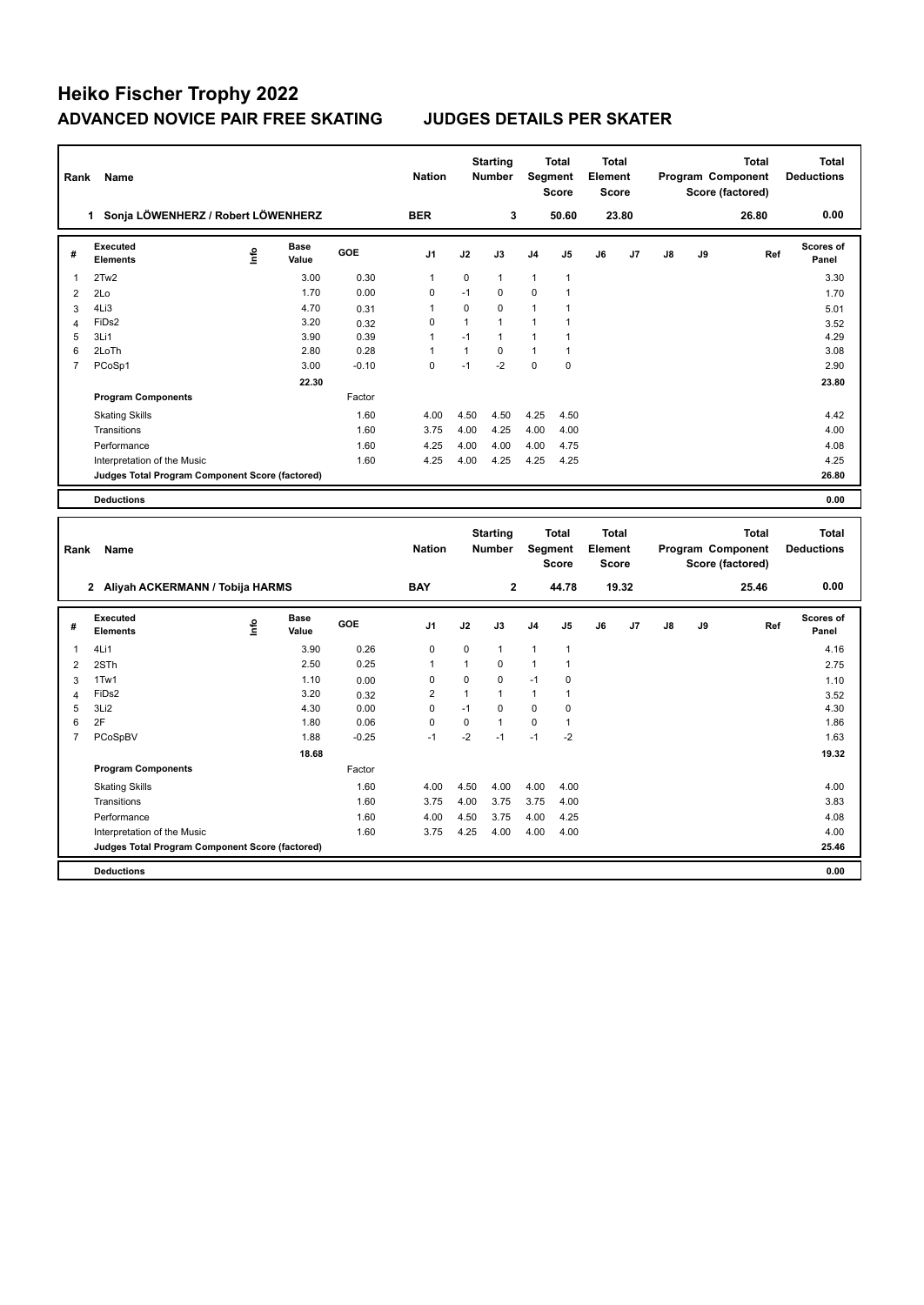# Heiko Fischer Trophy 2022

## ADVANCED NOVICE PAIR FREE SKATING JUDGES DETAILS PER SKATER

| Rank | Name | Nation | Starting Number | Total Segment Score | Total Element Score | Total Program Component Score (factored) | Total Deductions |
|---|---|---|---|---|---|---|---|
| 1 | Sonja LÖWENHERZ / Robert LÖWENHERZ | BER | 3 | 50.60 | 23.80 | 26.80 | 0.00 |

| # | Executed Elements | Info | Base Value | GOE | J1 | J2 | J3 | J4 | J5 | J6 | J7 | J8 | J9 | Ref | Scores of Panel |
|---|---|---|---|---|---|---|---|---|---|---|---|---|---|---|---|
| 1 | 2Tw2 | | 3.00 | 0.30 | 1 | 0 | 1 | 1 | 1 | | | | | | 3.30 |
| 2 | 2Lo | | 1.70 | 0.00 | 0 | -1 | 0 | 0 | 1 | | | | | | 1.70 |
| 3 | 4Li3 | | 4.70 | 0.31 | 1 | 0 | 0 | 1 | 1 | | | | | | 5.01 |
| 4 | FiDs2 | | 3.20 | 0.32 | 0 | 1 | 1 | 1 | 1 | | | | | | 3.52 |
| 5 | 3Li1 | | 3.90 | 0.39 | 1 | -1 | 1 | 1 | 1 | | | | | | 4.29 |
| 6 | 2LoTh | | 2.80 | 0.28 | 1 | 1 | 0 | 1 | 1 | | | | | | 3.08 |
| 7 | PCoSp1 | | 3.00 | -0.10 | 0 | -1 | -2 | 0 | 0 | | | | | | 2.90 |
| | | | 22.30 | | | | | | | | | | | | 23.80 |
| | **Program Components** | | | Factor | | | | | | | | | | | |
| | Skating Skills | | | 1.60 | 4.00 | 4.50 | 4.50 | 4.25 | 4.50 | | | | | | 4.42 |
| | Transitions | | | 1.60 | 3.75 | 4.00 | 4.25 | 4.00 | 4.00 | | | | | | 4.00 |
| | Performance | | | 1.60 | 4.25 | 4.00 | 4.00 | 4.00 | 4.75 | | | | | | 4.08 |
| | Interpretation of the Music | | | 1.60 | 4.25 | 4.00 | 4.25 | 4.25 | 4.25 | | | | | | 4.25 |
| | **Judges Total Program Component Score (factored)** | | | | | | | | | | | | | | 26.80 |
| | **Deductions** | | | | | | | | | | | | | | 0.00 |

| Rank | Name | Nation | Starting Number | Total Segment Score | Total Element Score | Total Program Component Score (factored) | Total Deductions |
|---|---|---|---|---|---|---|---|
| 2 | Aliyah ACKERMANN / Tobija HARMS | BAY | 2 | 44.78 | 19.32 | 25.46 | 0.00 |

| # | Executed Elements | Info | Base Value | GOE | J1 | J2 | J3 | J4 | J5 | J6 | J7 | J8 | J9 | Ref | Scores of Panel |
|---|---|---|---|---|---|---|---|---|---|---|---|---|---|---|---|
| 1 | 4Li1 | | 3.90 | 0.26 | 0 | 0 | 1 | 1 | 1 | | | | | | 4.16 |
| 2 | 2STh | | 2.50 | 0.25 | 1 | 1 | 0 | 1 | 1 | | | | | | 2.75 |
| 3 | 1Tw1 | | 1.10 | 0.00 | 0 | 0 | 0 | -1 | 0 | | | | | | 1.10 |
| 4 | FiDs2 | | 3.20 | 0.32 | 2 | 1 | 1 | 1 | 1 | | | | | | 3.52 |
| 5 | 3Li2 | | 4.30 | 0.00 | 0 | -1 | 0 | 0 | 0 | | | | | | 4.30 |
| 6 | 2F | | 1.80 | 0.06 | 0 | 0 | 1 | 0 | 1 | | | | | | 1.86 |
| 7 | PCoSpBV | | 1.88 | -0.25 | -1 | -2 | -1 | -1 | -2 | | | | | | 1.63 |
| | | | 18.68 | | | | | | | | | | | | 19.32 |
| | **Program Components** | | | Factor | | | | | | | | | | | |
| | Skating Skills | | | 1.60 | 4.00 | 4.50 | 4.00 | 4.00 | 4.00 | | | | | | 4.00 |
| | Transitions | | | 1.60 | 3.75 | 4.00 | 3.75 | 3.75 | 4.00 | | | | | | 3.83 |
| | Performance | | | 1.60 | 4.00 | 4.50 | 3.75 | 4.00 | 4.25 | | | | | | 4.08 |
| | Interpretation of the Music | | | 1.60 | 3.75 | 4.25 | 4.00 | 4.00 | 4.00 | | | | | | 4.00 |
| | **Judges Total Program Component Score (factored)** | | | | | | | | | | | | | | 25.46 |
| | **Deductions** | | | | | | | | | | | | | | 0.00 |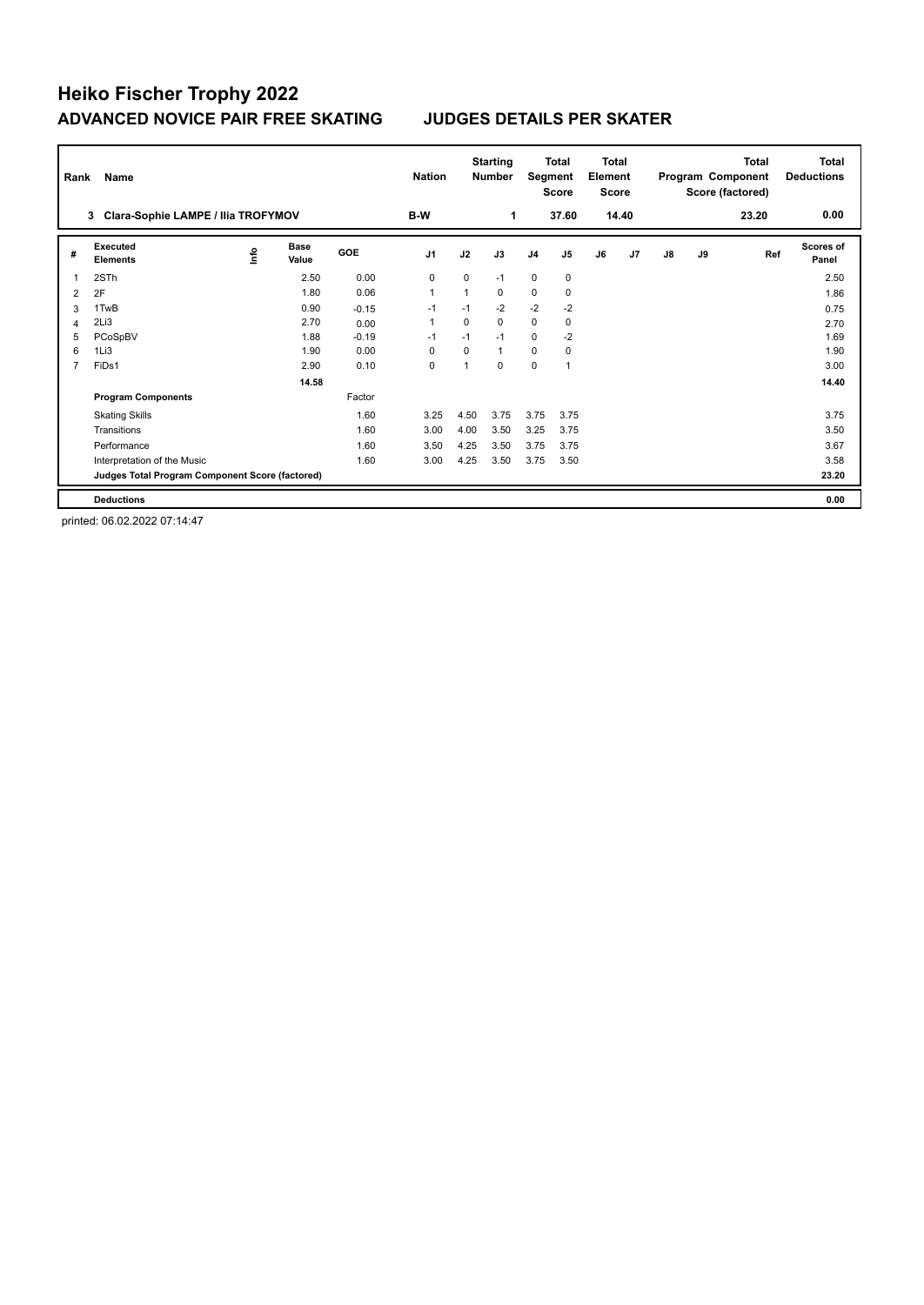# Heiko Fischer Trophy 2022

## ADVANCED NOVICE PAIR FREE SKATING　　JUDGES DETAILS PER SKATER

| Rank | Name | Nation | Starting Number | Total Segment Score | Total Element Score | Total Program Component Score (factored) | Total Deductions |
|---|---|---|---|---|---|---|---|
| 3 | Clara-Sophie LAMPE / Ilia TROFYMOV | B-W | 1 | 37.60 | 14.40 | 23.20 | 0.00 |

| # | Executed Elements | Info | Base Value | GOE | J1 | J2 | J3 | J4 | J5 | J6 | J7 | J8 | J9 | Ref | Scores of Panel |
|---|---|---|---|---|---|---|---|---|---|---|---|---|---|---|---|
| 1 | 2STh | | 2.50 | 0.00 | 0 | 0 | -1 | 0 | 0 | | | | | | 2.50 |
| 2 | 2F | | 1.80 | 0.06 | 1 | 1 | 0 | 0 | 0 | | | | | | 1.86 |
| 3 | 1TwB | | 0.90 | -0.15 | -1 | -1 | -2 | -2 | -2 | | | | | | 0.75 |
| 4 | 2Li3 | | 2.70 | 0.00 | 1 | 0 | 0 | 0 | 0 | | | | | | 2.70 |
| 5 | PCoSpBV | | 1.88 | -0.19 | -1 | -1 | -1 | 0 | -2 | | | | | | 1.69 |
| 6 | 1Li3 | | 1.90 | 0.00 | 0 | 0 | 1 | 0 | 0 | | | | | | 1.90 |
| 7 | FiDs1 | | 2.90 | 0.10 | 0 | 1 | 0 | 0 | 1 | | | | | | 3.00 |
| | | | 14.58 | | | | | | | | | | | | 14.40 |
| | **Program Components** | | | Factor | | | | | | | | | | | |
| | Skating Skills | | | 1.60 | 3.25 | 4.50 | 3.75 | 3.75 | 3.75 | | | | | | 3.75 |
| | Transitions | | | 1.60 | 3.00 | 4.00 | 3.50 | 3.25 | 3.75 | | | | | | 3.50 |
| | Performance | | | 1.60 | 3.50 | 4.25 | 3.50 | 3.75 | 3.75 | | | | | | 3.67 |
| | Interpretation of the Music | | | 1.60 | 3.00 | 4.25 | 3.50 | 3.75 | 3.50 | | | | | | 3.58 |
| | **Judges Total Program Component Score (factored)** | | | | | | | | | | | | | | **23.20** |
| | **Deductions** | | | | | | | | | | | | | | **0.00** |

printed: 06.02.2022 07:14:47